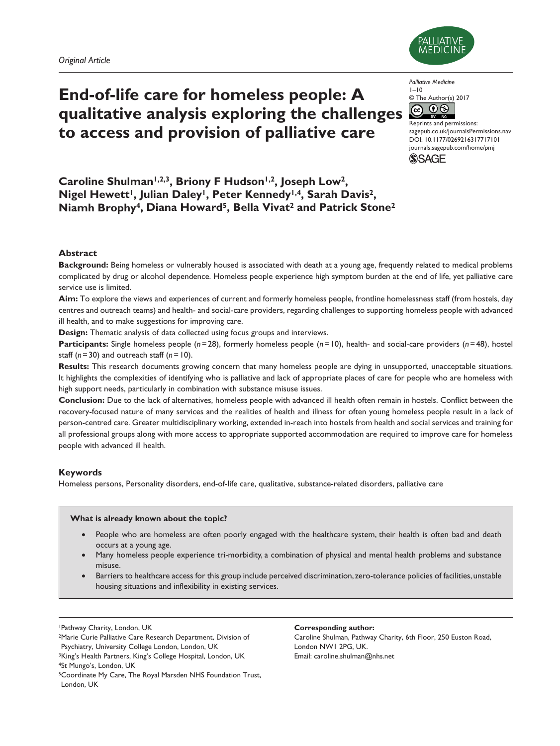*Original Article*

# End-of-life care for homeless people: A qualitative analysis exploring the challenges to access and provision of palliative care

Palliative Medicine
1–10
© The Author(s) 2017
Reprints and permissions: sagepub.co.uk/journalsPermissions.nav
DOI: 10.1177/0269216317717101
journals.sagepub.com/home/pmj

**Caroline Shulman[1,2,3], Briony F Hudson[1,2], Joseph Low[2], Nigel Hewett[1], Julian Daley[1], Peter Kennedy[1,4], Sarah Davis[2], Niamh Brophy[4], Diana Howard[5], Bella Vivat[2] and Patrick Stone[2]**

## Abstract

**Background:** Being homeless or vulnerably housed is associated with death at a young age, frequently related to medical problems complicated by drug or alcohol dependence. Homeless people experience high symptom burden at the end of life, yet palliative care service use is limited.

**Aim:** To explore the views and experiences of current and formerly homeless people, frontline homelessness staff (from hostels, day centres and outreach teams) and health- and social-care providers, regarding challenges to supporting homeless people with advanced ill health, and to make suggestions for improving care.

**Design:** Thematic analysis of data collected using focus groups and interviews.

**Participants:** Single homeless people (*n* = 28), formerly homeless people (*n* = 10), health- and social-care providers (*n* = 48), hostel staff (*n* = 30) and outreach staff (*n* = 10).

**Results:** This research documents growing concern that many homeless people are dying in unsupported, unacceptable situations. It highlights the complexities of identifying who is palliative and lack of appropriate places of care for people who are homeless with high support needs, particularly in combination with substance misuse issues.

**Conclusion:** Due to the lack of alternatives, homeless people with advanced ill health often remain in hostels. Conflict between the recovery-focused nature of many services and the realities of health and illness for often young homeless people result in a lack of person-centred care. Greater multidisciplinary working, extended in-reach into hostels from health and social services and training for all professional groups along with more access to appropriate supported accommodation are required to improve care for homeless people with advanced ill health.

## Keywords

Homeless persons, Personality disorders, end-of-life care, qualitative, substance-related disorders, palliative care

**What is already known about the topic?**

- People who are homeless are often poorly engaged with the healthcare system, their health is often bad and death occurs at a young age.
- Many homeless people experience tri-morbidity, a combination of physical and mental health problems and substance misuse.
- Barriers to healthcare access for this group include perceived discrimination, zero-tolerance policies of facilities, unstable housing situations and inflexibility in existing services.

[1]Pathway Charity, London, UK
[2]Marie Curie Palliative Care Research Department, Division of Psychiatry, University College London, London, UK
[3]King's Health Partners, King's College Hospital, London, UK
[4]St Mungo's, London, UK
[5]Coordinate My Care, The Royal Marsden NHS Foundation Trust, London, UK

**Corresponding author:**
Caroline Shulman, Pathway Charity, 6th Floor, 250 Euston Road, London NW1 2PG, UK.
Email: caroline.shulman@nhs.net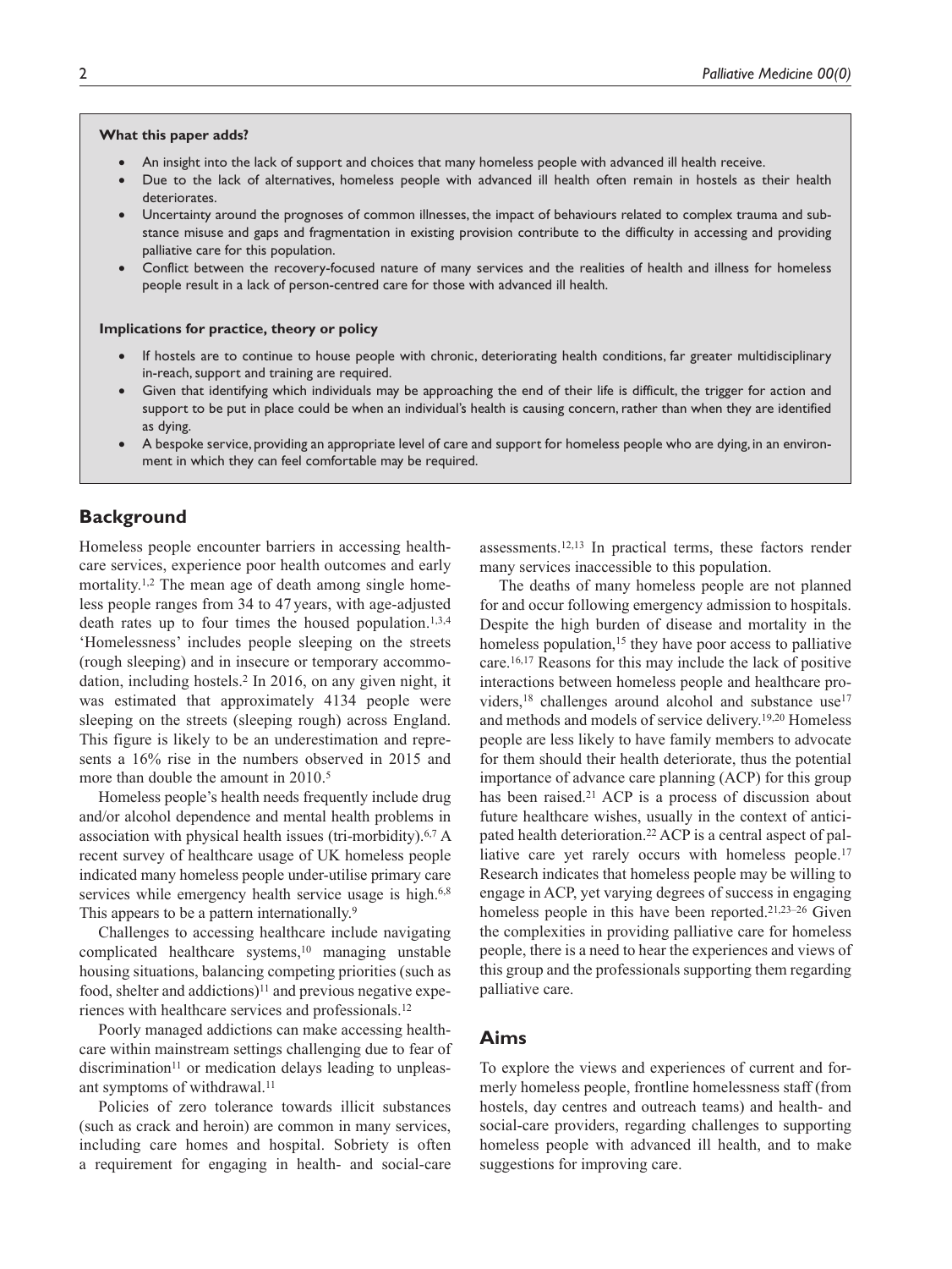**What this paper adds?**

- An insight into the lack of support and choices that many homeless people with advanced ill health receive.
- Due to the lack of alternatives, homeless people with advanced ill health often remain in hostels as their health deteriorates.
- Uncertainty around the prognoses of common illnesses, the impact of behaviours related to complex trauma and substance misuse and gaps and fragmentation in existing provision contribute to the difficulty in accessing and providing palliative care for this population.
- Conflict between the recovery-focused nature of many services and the realities of health and illness for homeless people result in a lack of person-centred care for those with advanced ill health.

**Implications for practice, theory or policy**

- If hostels are to continue to house people with chronic, deteriorating health conditions, far greater multidisciplinary in-reach, support and training are required.
- Given that identifying which individuals may be approaching the end of their life is difficult, the trigger for action and support to be put in place could be when an individual's health is causing concern, rather than when they are identified as dying.
- A bespoke service, providing an appropriate level of care and support for homeless people who are dying, in an environment in which they can feel comfortable may be required.

## Background

Homeless people encounter barriers in accessing healthcare services, experience poor health outcomes and early mortality.[1,2] The mean age of death among single homeless people ranges from 34 to 47 years, with age-adjusted death rates up to four times the housed population.[1,3,4] 'Homelessness' includes people sleeping on the streets (rough sleeping) and in insecure or temporary accommodation, including hostels.[2] In 2016, on any given night, it was estimated that approximately 4134 people were sleeping on the streets (sleeping rough) across England. This figure is likely to be an underestimation and represents a 16% rise in the numbers observed in 2015 and more than double the amount in 2010.[5]

Homeless people's health needs frequently include drug and/or alcohol dependence and mental health problems in association with physical health issues (tri-morbidity).[6,7] A recent survey of healthcare usage of UK homeless people indicated many homeless people under-utilise primary care services while emergency health service usage is high.[6,8] This appears to be a pattern internationally.[9]

Challenges to accessing healthcare include navigating complicated healthcare systems,[10] managing unstable housing situations, balancing competing priorities (such as food, shelter and addictions)[11] and previous negative experiences with healthcare services and professionals.[12]

Poorly managed addictions can make accessing healthcare within mainstream settings challenging due to fear of discrimination[11] or medication delays leading to unpleasant symptoms of withdrawal.[11]

Policies of zero tolerance towards illicit substances (such as crack and heroin) are common in many services, including care homes and hospital. Sobriety is often a requirement for engaging in health- and social-care assessments.[12,13] In practical terms, these factors render many services inaccessible to this population.

The deaths of many homeless people are not planned for and occur following emergency admission to hospitals. Despite the high burden of disease and mortality in the homeless population,[15] they have poor access to palliative care.[16,17] Reasons for this may include the lack of positive interactions between homeless people and healthcare providers,[18] challenges around alcohol and substance use[17] and methods and models of service delivery.[19,20] Homeless people are less likely to have family members to advocate for them should their health deteriorate, thus the potential importance of advance care planning (ACP) for this group has been raised.[21] ACP is a process of discussion about future healthcare wishes, usually in the context of anticipated health deterioration.[22] ACP is a central aspect of palliative care yet rarely occurs with homeless people.[17] Research indicates that homeless people may be willing to engage in ACP, yet varying degrees of success in engaging homeless people in this have been reported.[21,23–26] Given the complexities in providing palliative care for homeless people, there is a need to hear the experiences and views of this group and the professionals supporting them regarding palliative care.

## Aims

To explore the views and experiences of current and formerly homeless people, frontline homelessness staff (from hostels, day centres and outreach teams) and health- and social-care providers, regarding challenges to supporting homeless people with advanced ill health, and to make suggestions for improving care.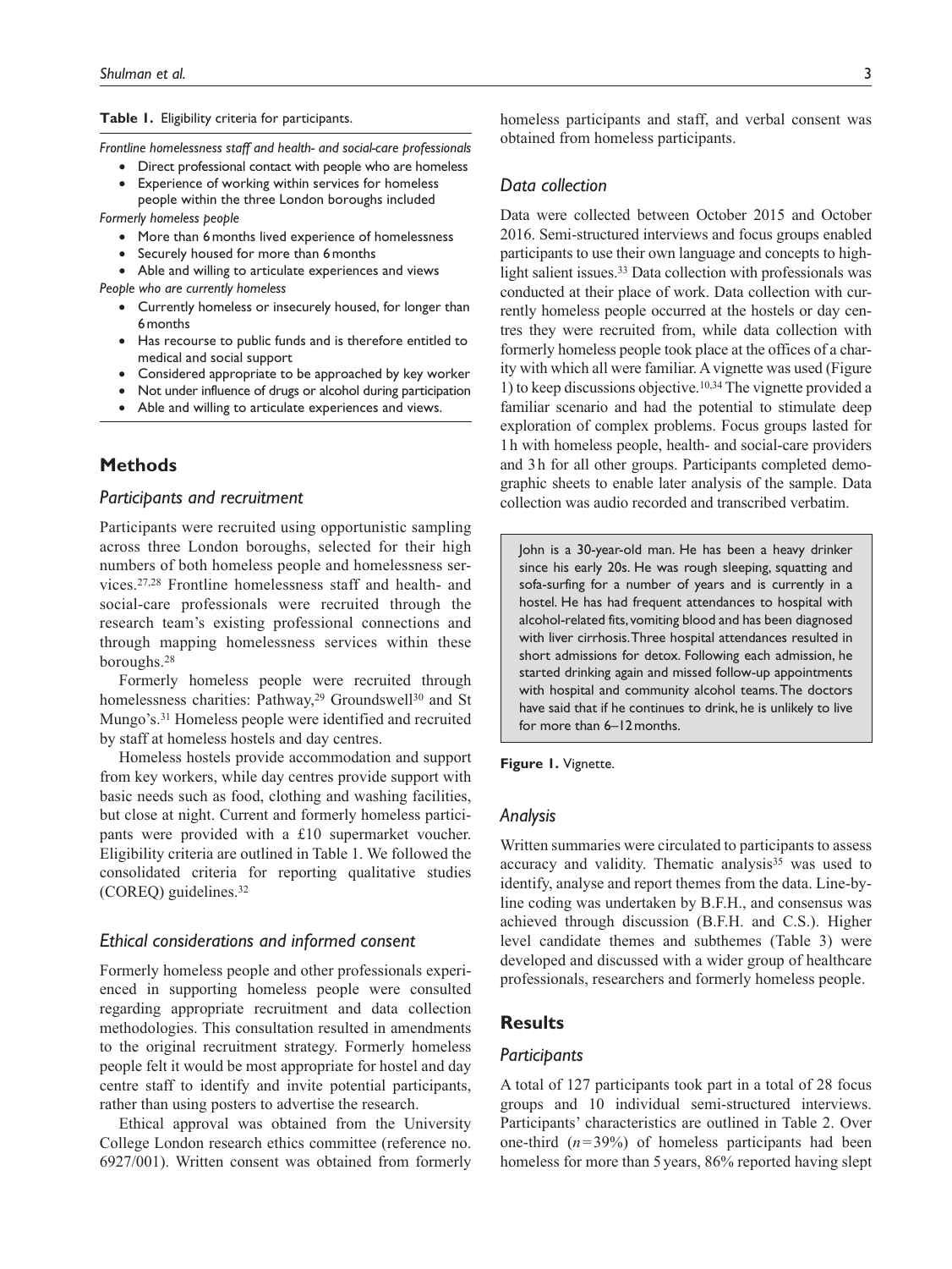**Table 1.** Eligibility criteria for participants.

*Frontline homelessness staff and health- and social-care professionals*

- Direct professional contact with people who are homeless
- Experience of working within services for homeless people within the three London boroughs included

*Formerly homeless people*

- More than 6 months lived experience of homelessness
- Securely housed for more than 6 months
- Able and willing to articulate experiences and views

*People who are currently homeless*

- Currently homeless or insecurely housed, for longer than 6 months
- Has recourse to public funds and is therefore entitled to medical and social support
- Considered appropriate to be approached by key worker
- Not under influence of drugs or alcohol during participation
- Able and willing to articulate experiences and views.

## Methods

### Participants and recruitment

Participants were recruited using opportunistic sampling across three London boroughs, selected for their high numbers of both homeless people and homelessness services.[27,28] Frontline homelessness staff and health- and social-care professionals were recruited through the research team's existing professional connections and through mapping homelessness services within these boroughs.[28]

Formerly homeless people were recruited through homelessness charities: Pathway,[29] Groundswell[30] and St Mungo's.[31] Homeless people were identified and recruited by staff at homeless hostels and day centres.

Homeless hostels provide accommodation and support from key workers, while day centres provide support with basic needs such as food, clothing and washing facilities, but close at night. Current and formerly homeless participants were provided with a £10 supermarket voucher. Eligibility criteria are outlined in Table 1. We followed the consolidated criteria for reporting qualitative studies (COREQ) guidelines.[32]

### Ethical considerations and informed consent

Formerly homeless people and other professionals experienced in supporting homeless people were consulted regarding appropriate recruitment and data collection methodologies. This consultation resulted in amendments to the original recruitment strategy. Formerly homeless people felt it would be most appropriate for hostel and day centre staff to identify and invite potential participants, rather than using posters to advertise the research.

Ethical approval was obtained from the University College London research ethics committee (reference no. 6927/001). Written consent was obtained from formerly homeless participants and staff, and verbal consent was obtained from homeless participants.

### Data collection

Data were collected between October 2015 and October 2016. Semi-structured interviews and focus groups enabled participants to use their own language and concepts to highlight salient issues.[33] Data collection with professionals was conducted at their place of work. Data collection with currently homeless people occurred at the hostels or day centres they were recruited from, while data collection with formerly homeless people took place at the offices of a charity with which all were familiar. A vignette was used (Figure 1) to keep discussions objective.[10,34] The vignette provided a familiar scenario and had the potential to stimulate deep exploration of complex problems. Focus groups lasted for 1 h with homeless people, health- and social-care providers and 3 h for all other groups. Participants completed demographic sheets to enable later analysis of the sample. Data collection was audio recorded and transcribed verbatim.

> John is a 30-year-old man. He has been a heavy drinker since his early 20s. He was rough sleeping, squatting and sofa-surfing for a number of years and is currently in a hostel. He has had frequent attendances to hospital with alcohol-related fits, vomiting blood and has been diagnosed with liver cirrhosis. Three hospital attendances resulted in short admissions for detox. Following each admission, he started drinking again and missed follow-up appointments with hospital and community alcohol teams. The doctors have said that if he continues to drink, he is unlikely to live for more than 6–12 months.

**Figure 1.** Vignette.

### Analysis

Written summaries were circulated to participants to assess accuracy and validity. Thematic analysis[35] was used to identify, analyse and report themes from the data. Line-by-line coding was undertaken by B.F.H., and consensus was achieved through discussion (B.F.H. and C.S.). Higher level candidate themes and subthemes (Table 3) were developed and discussed with a wider group of healthcare professionals, researchers and formerly homeless people.

## Results

### Participants

A total of 127 participants took part in a total of 28 focus groups and 10 individual semi-structured interviews. Participants' characteristics are outlined in Table 2. Over one-third ($n=39\%$) of homeless participants had been homeless for more than 5 years, 86% reported having slept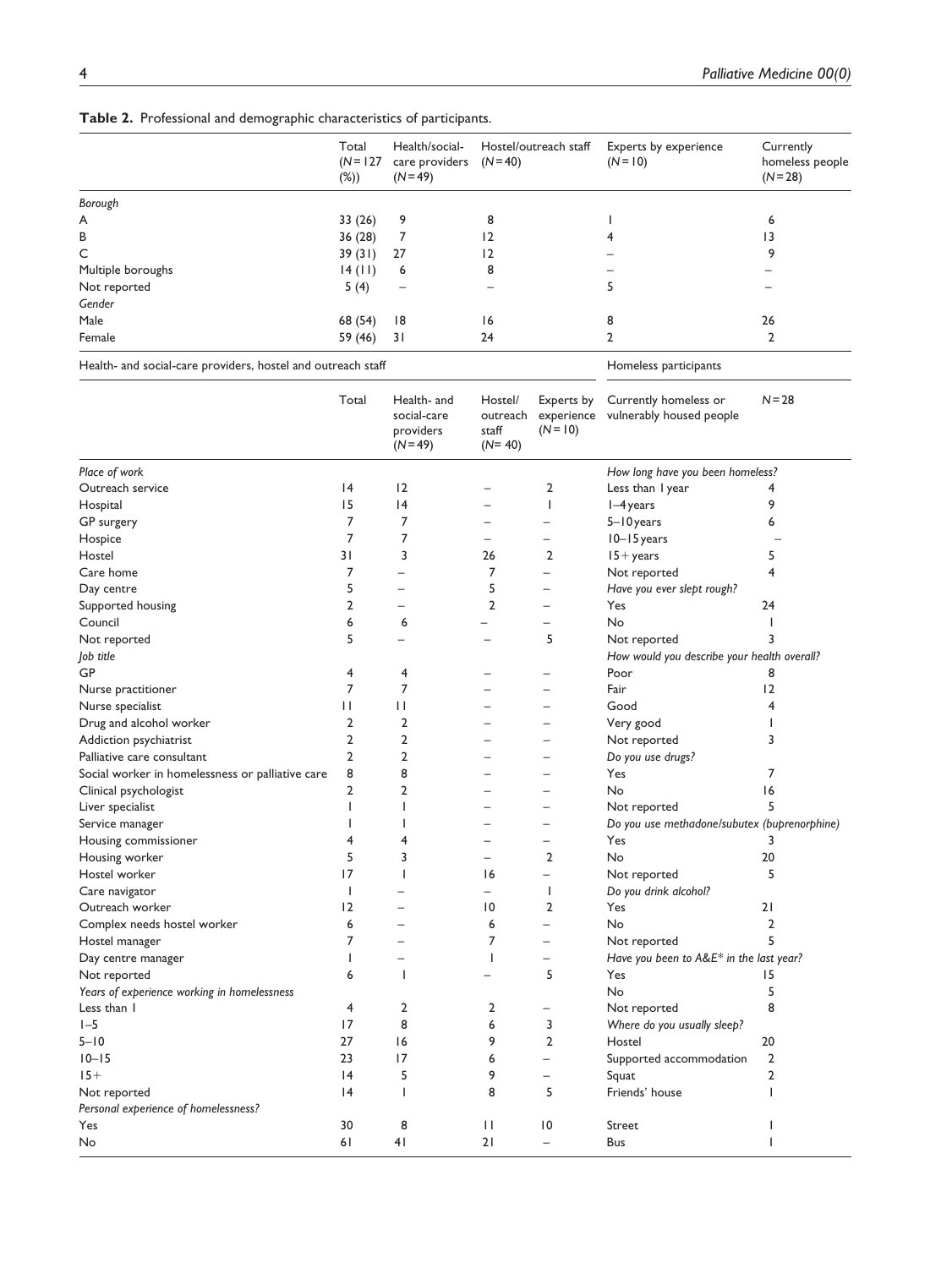**Table 2.** Professional and demographic characteristics of participants.

| | Total ($N=127$ (%)) | Health/social-care providers ($N=49$) | Hostel/outreach staff ($N=40$) | Experts by experience ($N=10$) | Currently homeless people ($N=28$) |
|---|---|---|---|---|---|
| *Borough* | | | | | |
| A | 33 (26) | 9 | 8 | 1 | 6 |
| B | 36 (28) | 7 | 12 | 4 | 13 |
| C | 39 (31) | 27 | 12 | – | 9 |
| Multiple boroughs | 14 (11) | 6 | 8 | – | – |
| Not reported | 5 (4) | – | – | 5 | – |
| *Gender* | | | | | |
| Male | 68 (54) | 18 | 16 | 8 | 26 |
| Female | 59 (46) | 31 | 24 | 2 | 2 |

| Health- and social-care providers, hostel and outreach staff | Total | Health- and social-care providers ($N=49$) | Hostel/outreach staff ($N=40$) | Experts by experience ($N=10$) | Homeless participants: Currently homeless or vulnerably housed people | $N=28$ |
|---|---|---|---|---|---|---|
| *Place of work* | | | | | *How long have you been homeless?* | |
| Outreach service | 14 | 12 | – | 2 | Less than 1 year | 4 |
| Hospital | 15 | 14 | – | 1 | 1–4 years | 9 |
| GP surgery | 7 | 7 | – | – | 5–10 years | 6 |
| Hospice | 7 | 7 | – | – | 10–15 years | – |
| Hostel | 31 | 3 | 26 | 2 | 15+ years | 5 |
| Care home | 7 | – | 7 | – | Not reported | 4 |
| Day centre | 5 | – | 5 | – | *Have you ever slept rough?* | |
| Supported housing | 2 | – | 2 | – | Yes | 24 |
| Council | 6 | 6 | – | – | No | 1 |
| Not reported | 5 | – | – | 5 | Not reported | 3 |
| *Job title* | | | | | *How would you describe your health overall?* | |
| GP | 4 | 4 | – | – | Poor | 8 |
| Nurse practitioner | 7 | 7 | – | – | Fair | 12 |
| Nurse specialist | 11 | 11 | – | – | Good | 4 |
| Drug and alcohol worker | 2 | 2 | – | – | Very good | 1 |
| Addiction psychiatrist | 2 | 2 | – | – | Not reported | 3 |
| Palliative care consultant | 2 | 2 | – | – | *Do you use drugs?* | |
| Social worker in homelessness or palliative care | 8 | 8 | – | – | Yes | 7 |
| Clinical psychologist | 2 | 2 | – | – | No | 16 |
| Liver specialist | 1 | 1 | – | – | Not reported | 5 |
| Service manager | 1 | 1 | – | – | *Do you use methadone/subutex (buprenorphine)* | |
| Housing commissioner | 4 | 4 | – | – | Yes | 3 |
| Housing worker | 5 | 3 | – | 2 | No | 20 |
| Hostel worker | 17 | 1 | 16 | – | Not reported | 5 |
| Care navigator | 1 | – | – | 1 | *Do you drink alcohol?* | |
| Outreach worker | 12 | – | 10 | 2 | Yes | 21 |
| Complex needs hostel worker | 6 | – | 6 | – | No | 2 |
| Hostel manager | 7 | – | 7 | – | Not reported | 5 |
| Day centre manager | 1 | – | 1 | – | *Have you been to A&E* in the last year?* | |
| Not reported | 6 | 1 | – | 5 | Yes | 15 |
| *Years of experience working in homelessness* | | | | | No | 5 |
| Less than 1 | 4 | 2 | 2 | – | Not reported | 8 |
| 1–5 | 17 | 8 | 6 | 3 | *Where do you usually sleep?* | |
| 5–10 | 27 | 16 | 9 | 2 | Hostel | 20 |
| 10–15 | 23 | 17 | 6 | – | Supported accommodation | 2 |
| 15+ | 14 | 5 | 9 | – | Squat | 2 |
| Not reported | 14 | 1 | 8 | 5 | Friends' house | 1 |
| *Personal experience of homelessness?* | | | | | | |
| Yes | 30 | 8 | 11 | 10 | Street | 1 |
| No | 61 | 41 | 21 | – | Bus | 1 |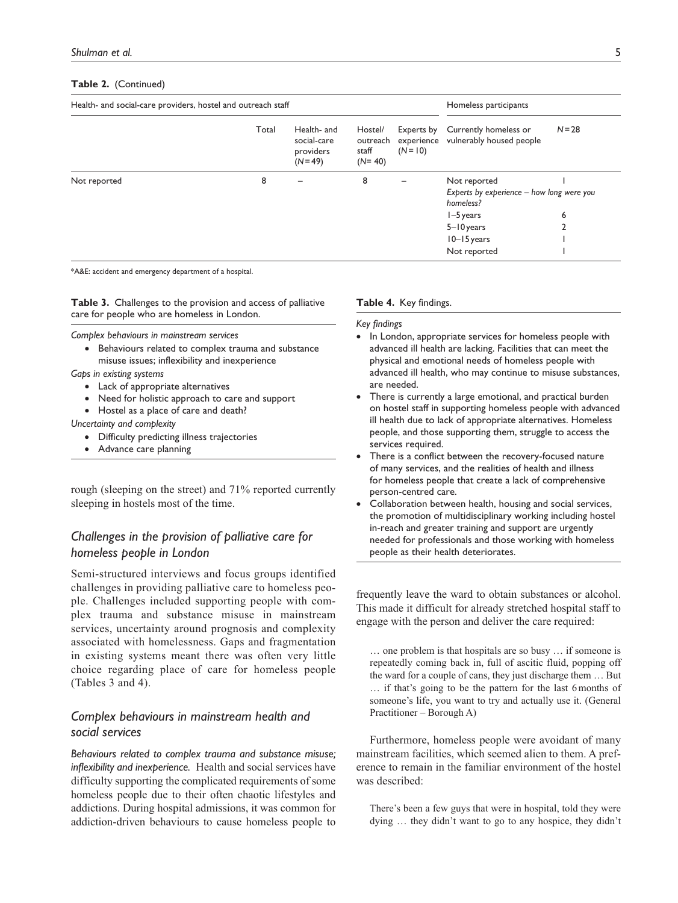**Table 2.** (Continued)

| Health- and social-care providers, hostel and outreach staff | | | | | Homeless participants | |
|---|---|---|---|---|---|---|
| | Total | Health- and social-care providers (*N* = 49) | Hostel/ outreach staff (*N* = 40) | Experts by experience (*N* = 10) | Currently homeless or vulnerably housed people | *N* = 28 |
| Not reported | 8 | – | 8 | – | Not reported | 1 |
| | | | | | *Experts by experience – how long were you homeless?* | |
| | | | | | 1–5 years | 6 |
| | | | | | 5–10 years | 2 |
| | | | | | 10–15 years | 1 |
| | | | | | Not reported | 1 |

*A&E: accident and emergency department of a hospital.

**Table 3.** Challenges to the provision and access of palliative care for people who are homeless in London.

*Complex behaviours in mainstream services*

- Behaviours related to complex trauma and substance misuse issues; inflexibility and inexperience

*Gaps in existing systems*

- Lack of appropriate alternatives
- Need for holistic approach to care and support
- Hostel as a place of care and death?

*Uncertainty and complexity*

- Difficulty predicting illness trajectories
- Advance care planning

rough (sleeping on the street) and 71% reported currently sleeping in hostels most of the time.

## *Challenges in the provision of palliative care for homeless people in London*

Semi-structured interviews and focus groups identified challenges in providing palliative care to homeless people. Challenges included supporting people with complex trauma and substance misuse in mainstream services, uncertainty around prognosis and complexity associated with homelessness. Gaps and fragmentation in existing systems meant there was often very little choice regarding place of care for homeless people (Tables 3 and 4).

## *Complex behaviours in mainstream health and social services*

*Behaviours related to complex trauma and substance misuse; inflexibility and inexperience.* Health and social services have difficulty supporting the complicated requirements of some homeless people due to their often chaotic lifestyles and addictions. During hospital admissions, it was common for addiction-driven behaviours to cause homeless people to frequently leave the ward to obtain substances or alcohol. This made it difficult for already stretched hospital staff to engage with the person and deliver the care required:

> … one problem is that hospitals are so busy … if someone is repeatedly coming back in, full of ascitic fluid, popping off the ward for a couple of cans, they just discharge them … But … if that's going to be the pattern for the last 6 months of someone's life, you want to try and actually use it. (General Practitioner – Borough A)

Furthermore, homeless people were avoidant of many mainstream facilities, which seemed alien to them. A preference to remain in the familiar environment of the hostel was described:

> There's been a few guys that were in hospital, told they were dying … they didn't want to go to any hospice, they didn't

**Table 4.** Key findings.

*Key findings*

- In London, appropriate services for homeless people with advanced ill health are lacking. Facilities that can meet the physical and emotional needs of homeless people with advanced ill health, who may continue to misuse substances, are needed.
- There is currently a large emotional, and practical burden on hostel staff in supporting homeless people with advanced ill health due to lack of appropriate alternatives. Homeless people, and those supporting them, struggle to access the services required.
- There is a conflict between the recovery-focused nature of many services, and the realities of health and illness for homeless people that create a lack of comprehensive person-centred care.
- Collaboration between health, housing and social services, the promotion of multidisciplinary working including hostel in-reach and greater training and support are urgently needed for professionals and those working with homeless people as their health deteriorates.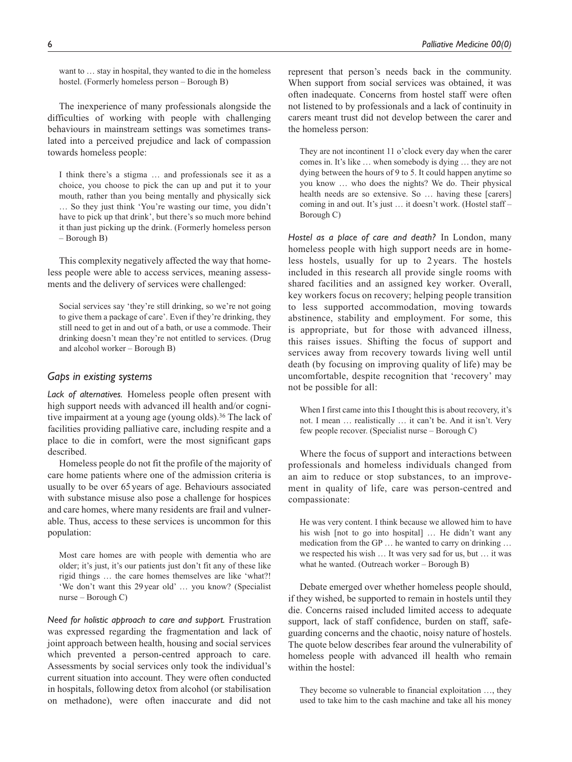want to … stay in hospital, they wanted to die in the homeless hostel. (Formerly homeless person – Borough B)

The inexperience of many professionals alongside the difficulties of working with people with challenging behaviours in mainstream settings was sometimes translated into a perceived prejudice and lack of compassion towards homeless people:

> I think there's a stigma … and professionals see it as a choice, you choose to pick the can up and put it to your mouth, rather than you being mentally and physically sick … So they just think 'You're wasting our time, you didn't have to pick up that drink', but there's so much more behind it than just picking up the drink. (Formerly homeless person – Borough B)

This complexity negatively affected the way that homeless people were able to access services, meaning assessments and the delivery of services were challenged:

> Social services say 'they're still drinking, so we're not going to give them a package of care'. Even if they're drinking, they still need to get in and out of a bath, or use a commode. Their drinking doesn't mean they're not entitled to services. (Drug and alcohol worker – Borough B)

## Gaps in existing systems

*Lack of alternatives.* Homeless people often present with high support needs with advanced ill health and/or cognitive impairment at a young age (young olds).[36] The lack of facilities providing palliative care, including respite and a place to die in comfort, were the most significant gaps described.

Homeless people do not fit the profile of the majority of care home patients where one of the admission criteria is usually to be over 65 years of age. Behaviours associated with substance misuse also pose a challenge for hospices and care homes, where many residents are frail and vulnerable. Thus, access to these services is uncommon for this population:

> Most care homes are with people with dementia who are older; it's just, it's our patients just don't fit any of these like rigid things … the care homes themselves are like 'what?! 'We don't want this 29 year old' … you know? (Specialist nurse – Borough C)

*Need for holistic approach to care and support.* Frustration was expressed regarding the fragmentation and lack of joint approach between health, housing and social services which prevented a person-centred approach to care. Assessments by social services only took the individual's current situation into account. They were often conducted in hospitals, following detox from alcohol (or stabilisation on methadone), were often inaccurate and did not represent that person's needs back in the community. When support from social services was obtained, it was often inadequate. Concerns from hostel staff were often not listened to by professionals and a lack of continuity in carers meant trust did not develop between the carer and the homeless person:

> They are not incontinent 11 o'clock every day when the carer comes in. It's like … when somebody is dying … they are not dying between the hours of 9 to 5. It could happen anytime so you know … who does the nights? We do. Their physical health needs are so extensive. So … having these [carers] coming in and out. It's just … it doesn't work. (Hostel staff – Borough C)

*Hostel as a place of care and death?* In London, many homeless people with high support needs are in homeless hostels, usually for up to 2 years. The hostels included in this research all provide single rooms with shared facilities and an assigned key worker. Overall, key workers focus on recovery; helping people transition to less supported accommodation, moving towards abstinence, stability and employment. For some, this is appropriate, but for those with advanced illness, this raises issues. Shifting the focus of support and services away from recovery towards living well until death (by focusing on improving quality of life) may be uncomfortable, despite recognition that 'recovery' may not be possible for all:

> When I first came into this I thought this is about recovery, it's not. I mean … realistically … it can't be. And it isn't. Very few people recover. (Specialist nurse – Borough C)

Where the focus of support and interactions between professionals and homeless individuals changed from an aim to reduce or stop substances, to an improvement in quality of life, care was person-centred and compassionate:

> He was very content. I think because we allowed him to have his wish [not to go into hospital] … He didn't want any medication from the GP … he wanted to carry on drinking … we respected his wish … It was very sad for us, but … it was what he wanted. (Outreach worker – Borough B)

Debate emerged over whether homeless people should, if they wished, be supported to remain in hostels until they die. Concerns raised included limited access to adequate support, lack of staff confidence, burden on staff, safeguarding concerns and the chaotic, noisy nature of hostels. The quote below describes fear around the vulnerability of homeless people with advanced ill health who remain within the hostel:

> They become so vulnerable to financial exploitation …, they used to take him to the cash machine and take all his money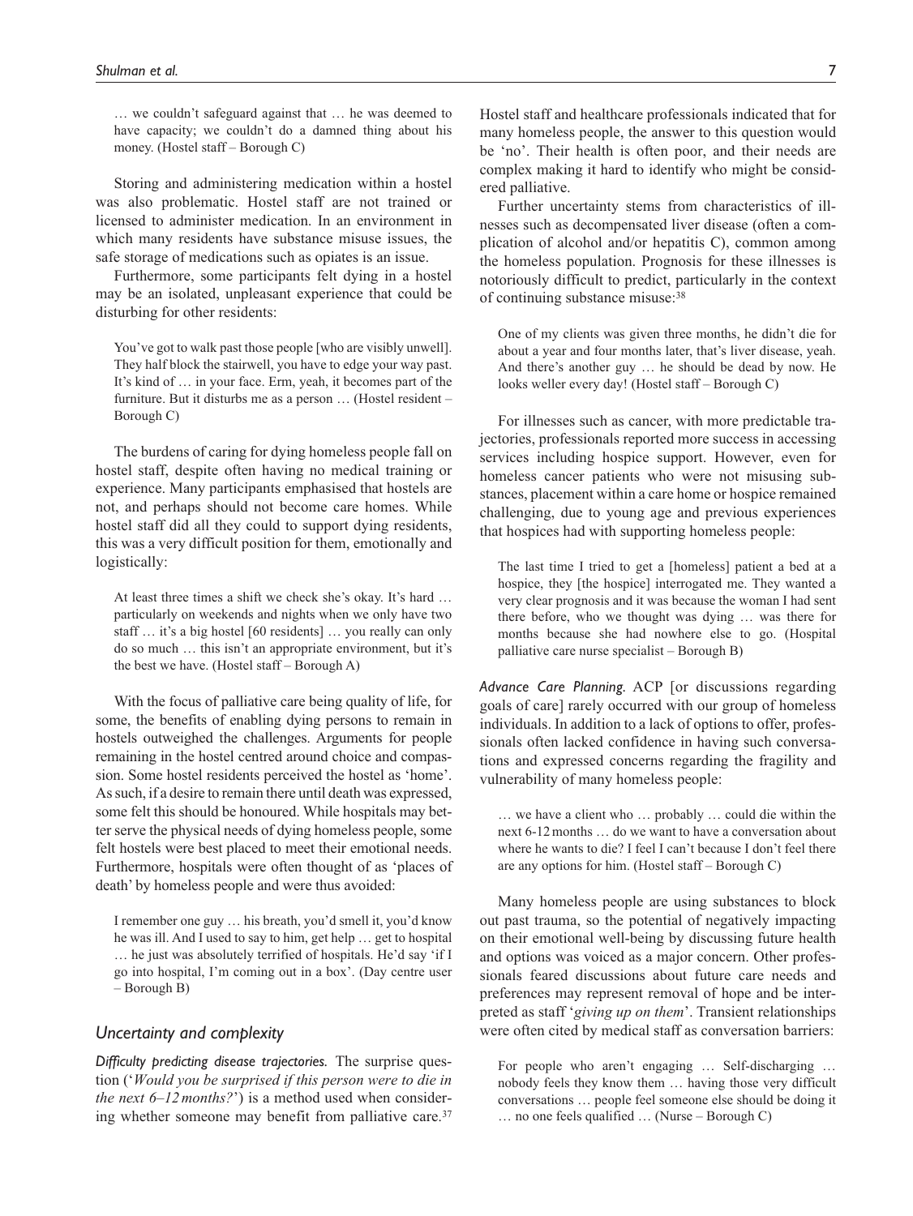… we couldn't safeguard against that … he was deemed to have capacity; we couldn't do a damned thing about his money. (Hostel staff – Borough C)

Storing and administering medication within a hostel was also problematic. Hostel staff are not trained or licensed to administer medication. In an environment in which many residents have substance misuse issues, the safe storage of medications such as opiates is an issue.

Furthermore, some participants felt dying in a hostel may be an isolated, unpleasant experience that could be disturbing for other residents:

> You've got to walk past those people [who are visibly unwell]. They half block the stairwell, you have to edge your way past. It's kind of … in your face. Erm, yeah, it becomes part of the furniture. But it disturbs me as a person … (Hostel resident – Borough C)

The burdens of caring for dying homeless people fall on hostel staff, despite often having no medical training or experience. Many participants emphasised that hostels are not, and perhaps should not become care homes. While hostel staff did all they could to support dying residents, this was a very difficult position for them, emotionally and logistically:

> At least three times a shift we check she's okay. It's hard … particularly on weekends and nights when we only have two staff … it's a big hostel [60 residents] … you really can only do so much … this isn't an appropriate environment, but it's the best we have. (Hostel staff – Borough A)

With the focus of palliative care being quality of life, for some, the benefits of enabling dying persons to remain in hostels outweighed the challenges. Arguments for people remaining in the hostel centred around choice and compassion. Some hostel residents perceived the hostel as 'home'. As such, if a desire to remain there until death was expressed, some felt this should be honoured. While hospitals may better serve the physical needs of dying homeless people, some felt hostels were best placed to meet their emotional needs. Furthermore, hospitals were often thought of as 'places of death' by homeless people and were thus avoided:

> I remember one guy … his breath, you'd smell it, you'd know he was ill. And I used to say to him, get help … get to hospital … he just was absolutely terrified of hospitals. He'd say 'if I go into hospital, I'm coming out in a box'. (Day centre user – Borough B)

### *Uncertainty and complexity*

*Difficulty predicting disease trajectories.* The surprise question ('*Would you be surprised if this person were to die in the next 6–12 months?*') is a method used when considering whether someone may benefit from palliative care.[37] Hostel staff and healthcare professionals indicated that for many homeless people, the answer to this question would be 'no'. Their health is often poor, and their needs are complex making it hard to identify who might be considered palliative.

Further uncertainty stems from characteristics of illnesses such as decompensated liver disease (often a complication of alcohol and/or hepatitis C), common among the homeless population. Prognosis for these illnesses is notoriously difficult to predict, particularly in the context of continuing substance misuse:[38]

> One of my clients was given three months, he didn't die for about a year and four months later, that's liver disease, yeah. And there's another guy … he should be dead by now. He looks weller every day! (Hostel staff – Borough C)

For illnesses such as cancer, with more predictable trajectories, professionals reported more success in accessing services including hospice support. However, even for homeless cancer patients who were not misusing substances, placement within a care home or hospice remained challenging, due to young age and previous experiences that hospices had with supporting homeless people:

> The last time I tried to get a [homeless] patient a bed at a hospice, they [the hospice] interrogated me. They wanted a very clear prognosis and it was because the woman I had sent there before, who we thought was dying … was there for months because she had nowhere else to go. (Hospital palliative care nurse specialist – Borough B)

*Advance Care Planning.* ACP [or discussions regarding goals of care] rarely occurred with our group of homeless individuals. In addition to a lack of options to offer, professionals often lacked confidence in having such conversations and expressed concerns regarding the fragility and vulnerability of many homeless people:

> … we have a client who … probably … could die within the next 6-12 months … do we want to have a conversation about where he wants to die? I feel I can't because I don't feel there are any options for him. (Hostel staff – Borough C)

Many homeless people are using substances to block out past trauma, so the potential of negatively impacting on their emotional well-being by discussing future health and options was voiced as a major concern. Other professionals feared discussions about future care needs and preferences may represent removal of hope and be interpreted as staff '*giving up on them*'. Transient relationships were often cited by medical staff as conversation barriers:

> For people who aren't engaging … Self-discharging … nobody feels they know them … having those very difficult conversations … people feel someone else should be doing it … no one feels qualified … (Nurse – Borough C)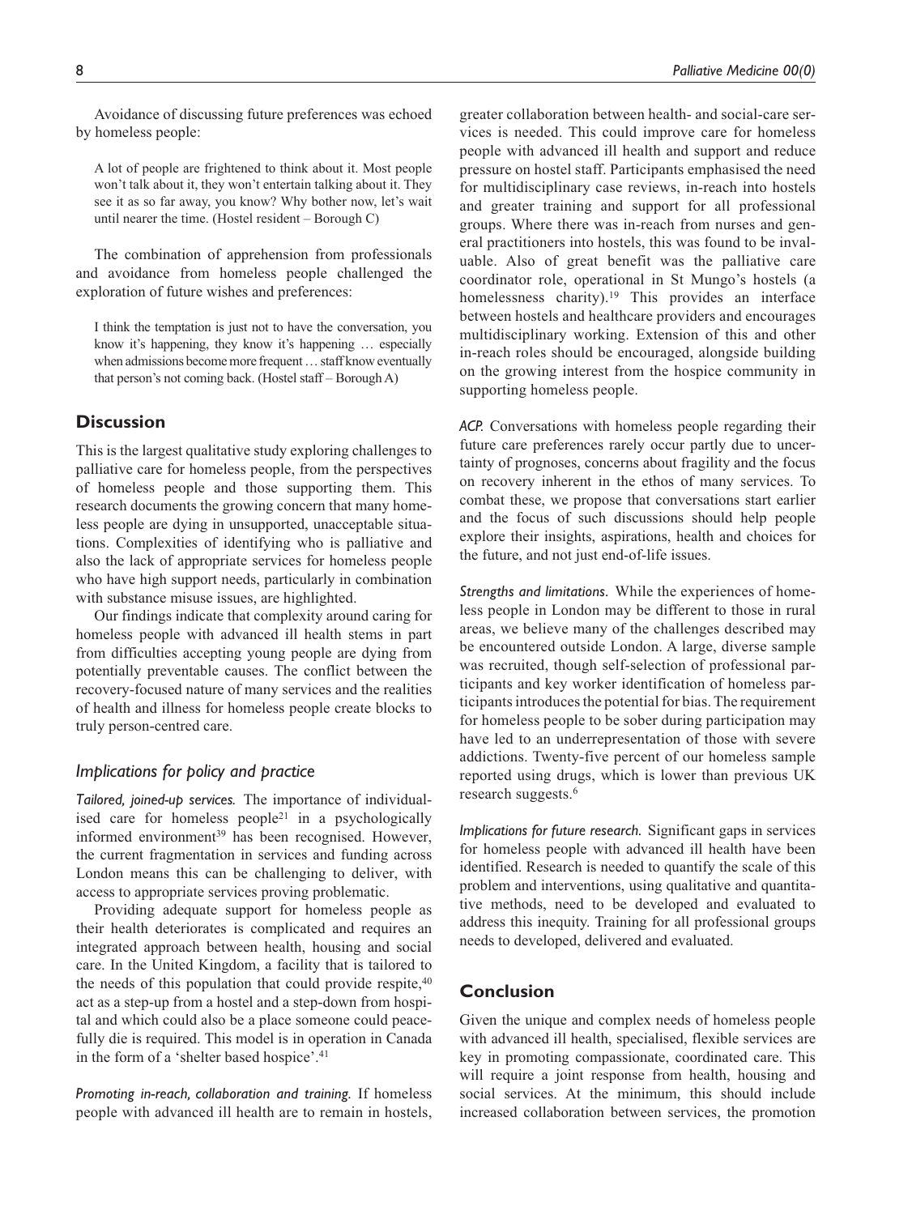Avoidance of discussing future preferences was echoed by homeless people:

> A lot of people are frightened to think about it. Most people won't talk about it, they won't entertain talking about it. They see it as so far away, you know? Why bother now, let's wait until nearer the time. (Hostel resident – Borough C)

The combination of apprehension from professionals and avoidance from homeless people challenged the exploration of future wishes and preferences:

> I think the temptation is just not to have the conversation, you know it's happening, they know it's happening … especially when admissions become more frequent … staff know eventually that person's not coming back. (Hostel staff – Borough A)

## Discussion

This is the largest qualitative study exploring challenges to palliative care for homeless people, from the perspectives of homeless people and those supporting them. This research documents the growing concern that many homeless people are dying in unsupported, unacceptable situations. Complexities of identifying who is palliative and also the lack of appropriate services for homeless people who have high support needs, particularly in combination with substance misuse issues, are highlighted.

Our findings indicate that complexity around caring for homeless people with advanced ill health stems in part from difficulties accepting young people are dying from potentially preventable causes. The conflict between the recovery-focused nature of many services and the realities of health and illness for homeless people create blocks to truly person-centred care.

### Implications for policy and practice

*Tailored, joined-up services.* The importance of individualised care for homeless people[21] in a psychologically informed environment[39] has been recognised. However, the current fragmentation in services and funding across London means this can be challenging to deliver, with access to appropriate services proving problematic.

Providing adequate support for homeless people as their health deteriorates is complicated and requires an integrated approach between health, housing and social care. In the United Kingdom, a facility that is tailored to the needs of this population that could provide respite,[40] act as a step-up from a hostel and a step-down from hospital and which could also be a place someone could peacefully die is required. This model is in operation in Canada in the form of a 'shelter based hospice'.[41]

*Promoting in-reach, collaboration and training.* If homeless people with advanced ill health are to remain in hostels, greater collaboration between health- and social-care services is needed. This could improve care for homeless people with advanced ill health and support and reduce pressure on hostel staff. Participants emphasised the need for multidisciplinary case reviews, in-reach into hostels and greater training and support for all professional groups. Where there was in-reach from nurses and general practitioners into hostels, this was found to be invaluable. Also of great benefit was the palliative care coordinator role, operational in St Mungo's hostels (a homelessness charity).[19] This provides an interface between hostels and healthcare providers and encourages multidisciplinary working. Extension of this and other in-reach roles should be encouraged, alongside building on the growing interest from the hospice community in supporting homeless people.

*ACP.* Conversations with homeless people regarding their future care preferences rarely occur partly due to uncertainty of prognoses, concerns about fragility and the focus on recovery inherent in the ethos of many services. To combat these, we propose that conversations start earlier and the focus of such discussions should help people explore their insights, aspirations, health and choices for the future, and not just end-of-life issues.

*Strengths and limitations.* While the experiences of homeless people in London may be different to those in rural areas, we believe many of the challenges described may be encountered outside London. A large, diverse sample was recruited, though self-selection of professional participants and key worker identification of homeless participants introduces the potential for bias. The requirement for homeless people to be sober during participation may have led to an underrepresentation of those with severe addictions. Twenty-five percent of our homeless sample reported using drugs, which is lower than previous UK research suggests.[6]

*Implications for future research.* Significant gaps in services for homeless people with advanced ill health have been identified. Research is needed to quantify the scale of this problem and interventions, using qualitative and quantitative methods, need to be developed and evaluated to address this inequity. Training for all professional groups needs to developed, delivered and evaluated.

## Conclusion

Given the unique and complex needs of homeless people with advanced ill health, specialised, flexible services are key in promoting compassionate, coordinated care. This will require a joint response from health, housing and social services. At the minimum, this should include increased collaboration between services, the promotion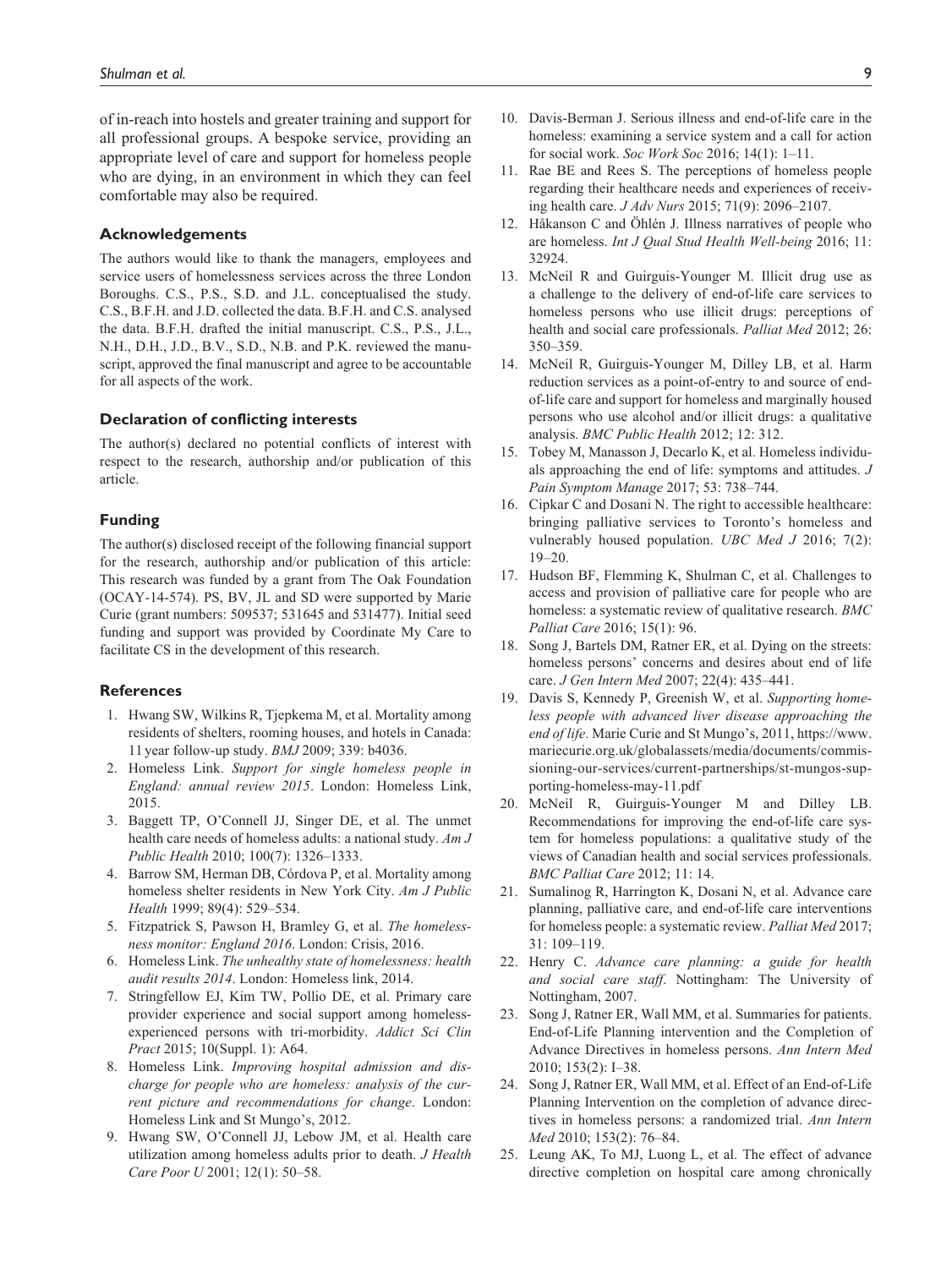of in-reach into hostels and greater training and support for all professional groups. A bespoke service, providing an appropriate level of care and support for homeless people who are dying, in an environment in which they can feel comfortable may also be required.

### Acknowledgements

The authors would like to thank the managers, employees and service users of homelessness services across the three London Boroughs. C.S., P.S., S.D. and J.L. conceptualised the study. C.S., B.F.H. and J.D. collected the data. B.F.H. and C.S. analysed the data. B.F.H. drafted the initial manuscript. C.S., P.S., J.L., N.H., D.H., J.D., B.V., S.D., N.B. and P.K. reviewed the manuscript, approved the final manuscript and agree to be accountable for all aspects of the work.

### Declaration of conflicting interests

The author(s) declared no potential conflicts of interest with respect to the research, authorship and/or publication of this article.

### Funding

The author(s) disclosed receipt of the following financial support for the research, authorship and/or publication of this article: This research was funded by a grant from The Oak Foundation (OCAY-14-574). PS, BV, JL and SD were supported by Marie Curie (grant numbers: 509537; 531645 and 531477). Initial seed funding and support was provided by Coordinate My Care to facilitate CS in the development of this research.

### References

1. Hwang SW, Wilkins R, Tjepkema M, et al. Mortality among residents of shelters, rooming houses, and hotels in Canada: 11 year follow-up study. *BMJ* 2009; 339: b4036.
2. Homeless Link. *Support for single homeless people in England: annual review 2015*. London: Homeless Link, 2015.
3. Baggett TP, O'Connell JJ, Singer DE, et al. The unmet health care needs of homeless adults: a national study. *Am J Public Health* 2010; 100(7): 1326–1333.
4. Barrow SM, Herman DB, Córdova P, et al. Mortality among homeless shelter residents in New York City. *Am J Public Health* 1999; 89(4): 529–534.
5. Fitzpatrick S, Pawson H, Bramley G, et al. *The homelessness monitor: England 2016*. London: Crisis, 2016.
6. Homeless Link. *The unhealthy state of homelessness: health audit results 2014*. London: Homeless link, 2014.
7. Stringfellow EJ, Kim TW, Pollio DE, et al. Primary care provider experience and social support among homeless-experienced persons with tri-morbidity. *Addict Sci Clin Pract* 2015; 10(Suppl. 1): A64.
8. Homeless Link. *Improving hospital admission and discharge for people who are homeless: analysis of the current picture and recommendations for change*. London: Homeless Link and St Mungo's, 2012.
9. Hwang SW, O'Connell JJ, Lebow JM, et al. Health care utilization among homeless adults prior to death. *J Health Care Poor U* 2001; 12(1): 50–58.
10. Davis-Berman J. Serious illness and end-of-life care in the homeless: examining a service system and a call for action for social work. *Soc Work Soc* 2016; 14(1): 1–11.
11. Rae BE and Rees S. The perceptions of homeless people regarding their healthcare needs and experiences of receiving health care. *J Adv Nurs* 2015; 71(9): 2096–2107.
12. Håkanson C and Öhlén J. Illness narratives of people who are homeless. *Int J Qual Stud Health Well-being* 2016; 11: 32924.
13. McNeil R and Guirguis-Younger M. Illicit drug use as a challenge to the delivery of end-of-life care services to homeless persons who use illicit drugs: perceptions of health and social care professionals. *Palliat Med* 2012; 26: 350–359.
14. McNeil R, Guirguis-Younger M, Dilley LB, et al. Harm reduction services as a point-of-entry to and source of end-of-life care and support for homeless and marginally housed persons who use alcohol and/or illicit drugs: a qualitative analysis. *BMC Public Health* 2012; 12: 312.
15. Tobey M, Manasson J, Decarlo K, et al. Homeless individuals approaching the end of life: symptoms and attitudes. *J Pain Symptom Manage* 2017; 53: 738–744.
16. Cipkar C and Dosani N. The right to accessible healthcare: bringing palliative services to Toronto's homeless and vulnerably housed population. *UBC Med J* 2016; 7(2): 19–20.
17. Hudson BF, Flemming K, Shulman C, et al. Challenges to access and provision of palliative care for people who are homeless: a systematic review of qualitative research. *BMC Palliat Care* 2016; 15(1): 96.
18. Song J, Bartels DM, Ratner ER, et al. Dying on the streets: homeless persons' concerns and desires about end of life care. *J Gen Intern Med* 2007; 22(4): 435–441.
19. Davis S, Kennedy P, Greenish W, et al. *Supporting homeless people with advanced liver disease approaching the end of life*. Marie Curie and St Mungo's, 2011, https://www.mariecurie.org.uk/globalassets/media/documents/commissioning-our-services/current-partnerships/st-mungos-supporting-homeless-may-11.pdf
20. McNeil R, Guirguis-Younger M and Dilley LB. Recommendations for improving the end-of-life care system for homeless populations: a qualitative study of the views of Canadian health and social services professionals. *BMC Palliat Care* 2012; 11: 14.
21. Sumalinog R, Harrington K, Dosani N, et al. Advance care planning, palliative care, and end-of-life care interventions for homeless people: a systematic review. *Palliat Med* 2017; 31: 109–119.
22. Henry C. *Advance care planning: a guide for health and social care staff*. Nottingham: The University of Nottingham, 2007.
23. Song J, Ratner ER, Wall MM, et al. Summaries for patients. End-of-Life Planning intervention and the Completion of Advance Directives in homeless persons. *Ann Intern Med* 2010; 153(2): I–38.
24. Song J, Ratner ER, Wall MM, et al. Effect of an End-of-Life Planning Intervention on the completion of advance directives in homeless persons: a randomized trial. *Ann Intern Med* 2010; 153(2): 76–84.
25. Leung AK, To MJ, Luong L, et al. The effect of advance directive completion on hospital care among chronically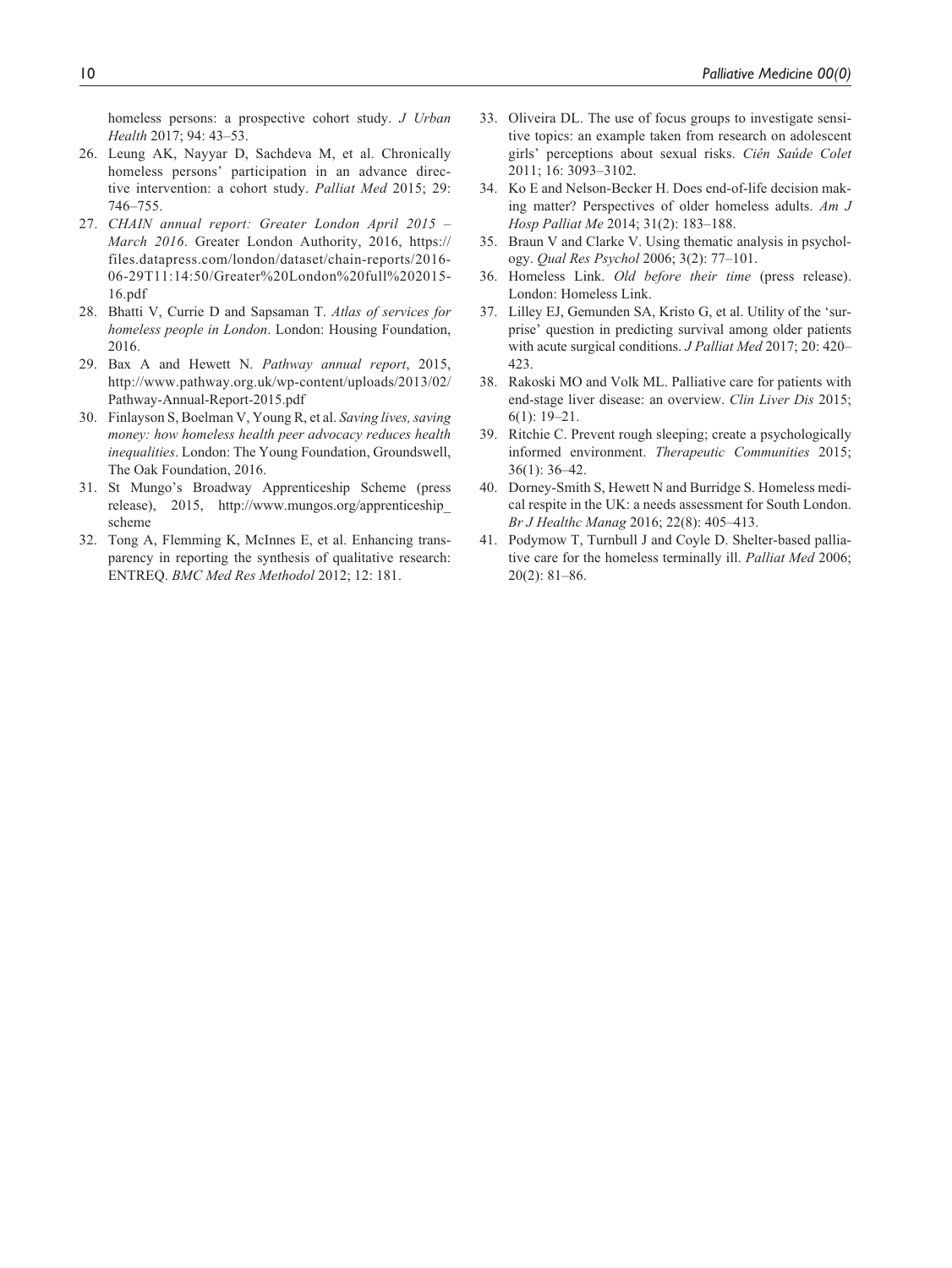homeless persons: a prospective cohort study. *J Urban Health* 2017; 94: 43–53.

26. Leung AK, Nayyar D, Sachdeva M, et al. Chronically homeless persons' participation in an advance directive intervention: a cohort study. *Palliat Med* 2015; 29: 746–755.
27. *CHAIN annual report: Greater London April 2015 – March 2016*. Greater London Authority, 2016, https://files.datapress.com/london/dataset/chain-reports/2016-06-29T11:14:50/Greater%20London%20full%202015-16.pdf
28. Bhatti V, Currie D and Sapsaman T. *Atlas of services for homeless people in London*. London: Housing Foundation, 2016.
29. Bax A and Hewett N. *Pathway annual report*, 2015, http://www.pathway.org.uk/wp-content/uploads/2013/02/Pathway-Annual-Report-2015.pdf
30. Finlayson S, Boelman V, Young R, et al. *Saving lives, saving money: how homeless health peer advocacy reduces health inequalities*. London: The Young Foundation, Groundswell, The Oak Foundation, 2016.
31. St Mungo's Broadway Apprenticeship Scheme (press release), 2015, http://www.mungos.org/apprenticeship_scheme
32. Tong A, Flemming K, McInnes E, et al. Enhancing transparency in reporting the synthesis of qualitative research: ENTREQ. *BMC Med Res Methodol* 2012; 12: 181.
33. Oliveira DL. The use of focus groups to investigate sensitive topics: an example taken from research on adolescent girls' perceptions about sexual risks. *Ciên Saúde Colet* 2011; 16: 3093–3102.
34. Ko E and Nelson-Becker H. Does end-of-life decision making matter? Perspectives of older homeless adults. *Am J Hosp Palliat Me* 2014; 31(2): 183–188.
35. Braun V and Clarke V. Using thematic analysis in psychology. *Qual Res Psychol* 2006; 3(2): 77–101.
36. Homeless Link. *Old before their time* (press release). London: Homeless Link.
37. Lilley EJ, Gemunden SA, Kristo G, et al. Utility of the 'surprise' question in predicting survival among older patients with acute surgical conditions. *J Palliat Med* 2017; 20: 420–423.
38. Rakoski MO and Volk ML. Palliative care for patients with end-stage liver disease: an overview. *Clin Liver Dis* 2015; 6(1): 19–21.
39. Ritchie C. Prevent rough sleeping; create a psychologically informed environment. *Therapeutic Communities* 2015; 36(1): 36–42.
40. Dorney-Smith S, Hewett N and Burridge S. Homeless medical respite in the UK: a needs assessment for South London. *Br J Healthc Manag* 2016; 22(8): 405–413.
41. Podymow T, Turnbull J and Coyle D. Shelter-based palliative care for the homeless terminally ill. *Palliat Med* 2006; 20(2): 81–86.